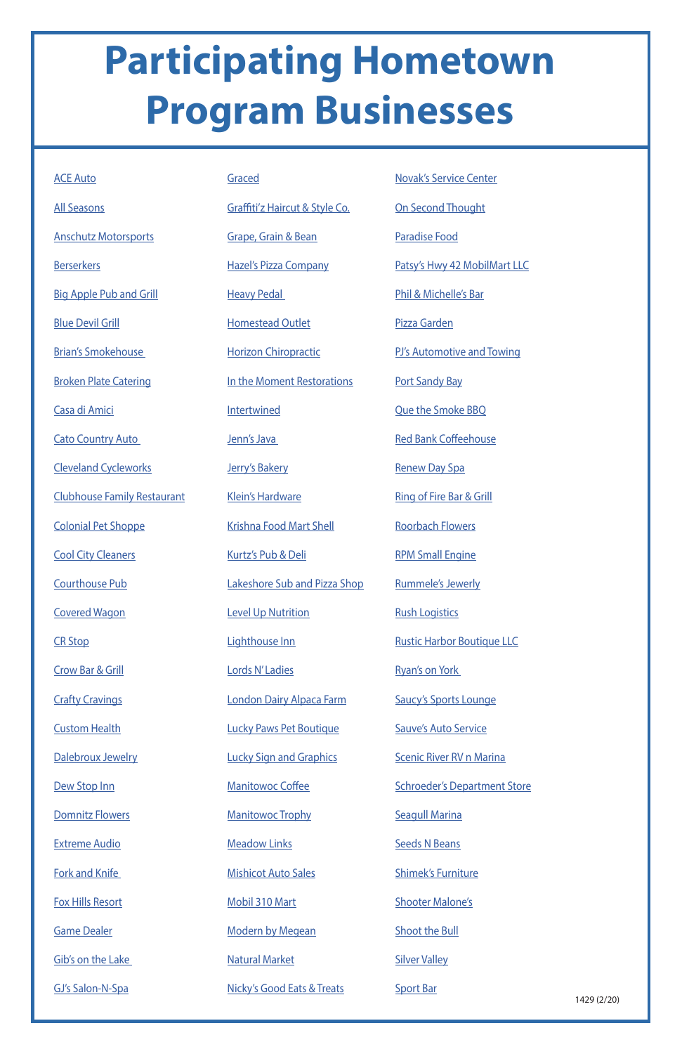# Participating Hometown Program Businesses

- ACE Auto
- All Seasons
- Anschutz Motorsports
- Berserkers
- Big Apple Pub and Grill
- Blue Devil Grill
- Brian's Smokehouse
- Broken Plate Catering
- Casa di Amici
- Cato Country Auto
- Cleveland Cycleworks
- Clubhouse Family Restaurant
- Colonial Pet Shoppe
- Cool City Cleaners
- Courthouse Pub
- Covered Wagon
- CR Stop
- Crow Bar & Grill
- Crafty Cravings
- Custom Health
- Dalebroux Jewelry
- Dew Stop Inn
- Domnitz Flowers
- Extreme Audio
- Fork and Knife
- Fox Hills Resort
- Game Dealer
- Gib's on the Lake
- GJ's Salon-N-Spa
- Graced
- Graffiti'z Haircut & Style Co.
- Grape, Grain & Bean
- Hazel's Pizza Company
- Heavy Pedal
- Homestead Outlet
- Horizon Chiropractic
- In the Moment Restorations
- Intertwined
- Jenn's Java
- Jerry's Bakery
- Klein's Hardware
- Krishna Food Mart Shell
- Kurtz's Pub & Deli
- Lakeshore Sub and Pizza Shop
- Level Up Nutrition
- Lighthouse Inn
- Lords N' Ladies
- London Dairy Alpaca Farm
- Lucky Paws Pet Boutique
- Lucky Sign and Graphics
- Manitowoc Coffee
- Manitowoc Trophy
- Meadow Links
- Mishicot Auto Sales
- Mobil 310 Mart
- Modern by Megean
- Natural Market
- Nicky's Good Eats & Treats
- Novak's Service Center
- On Second Thought
- Paradise Food
- Patsy's Hwy 42 MobilMart LLC
- Phil & Michelle's Bar
- Pizza Garden
- PJ's Automotive and Towing
- Port Sandy Bay
- Que the Smoke BBQ
- Red Bank Coffeehouse
- Renew Day Spa
- Ring of Fire Bar & Grill
- Roorbach Flowers
- RPM Small Engine
- Rummele's Jewerly
- Rush Logistics
- Rustic Harbor Boutique LLC
- Ryan's on York
- Saucy's Sports Lounge
- Sauve's Auto Service
- Scenic River RV n Marina
- Schroeder's Department Store
- Seagull Marina
- Seeds N Beans
- Shimek's Furniture
- Shooter Malone's
- Shoot the Bull
- Silver Valley
- Sport Bar

1429 (2/20)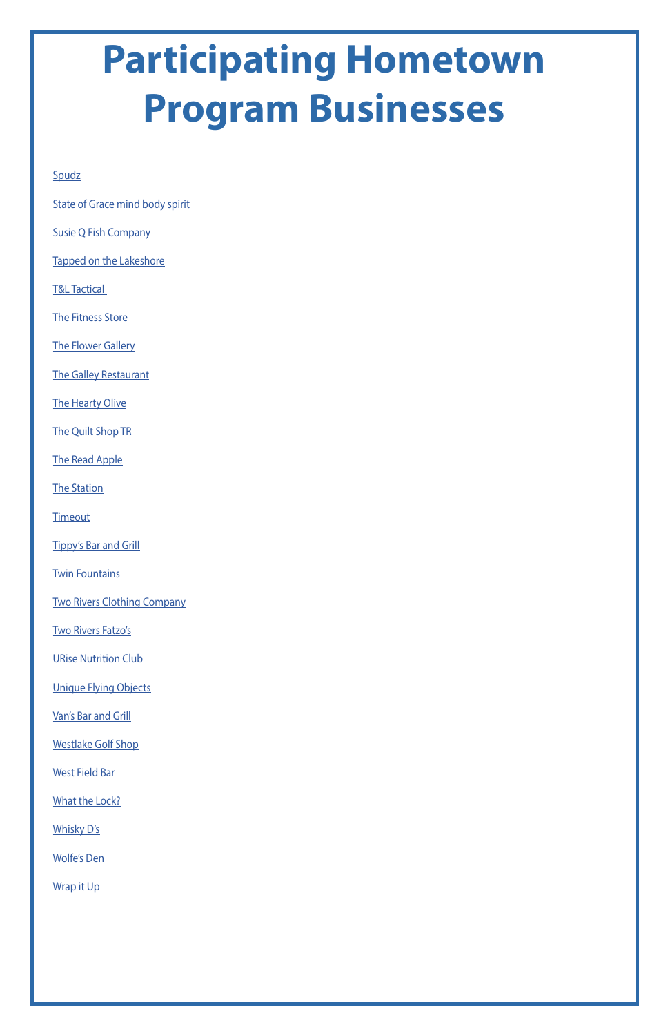# Participating Hometown Program Businesses

Spudz

State of Grace mind body spirit

Susie Q Fish Company

Tapped on the Lakeshore

T&L Tactical

The Fitness Store

The Flower Gallery

The Galley Restaurant

The Hearty Olive

The Quilt Shop TR

The Read Apple

The Station

Timeout

Tippy's Bar and Grill

Twin Fountains

Two Rivers Clothing Company

Two Rivers Fatzo's

URise Nutrition Club

Unique Flying Objects

Van's Bar and Grill

Westlake Golf Shop

West Field Bar

What the Lock?

Whisky D's

Wolfe's Den

Wrap it Up